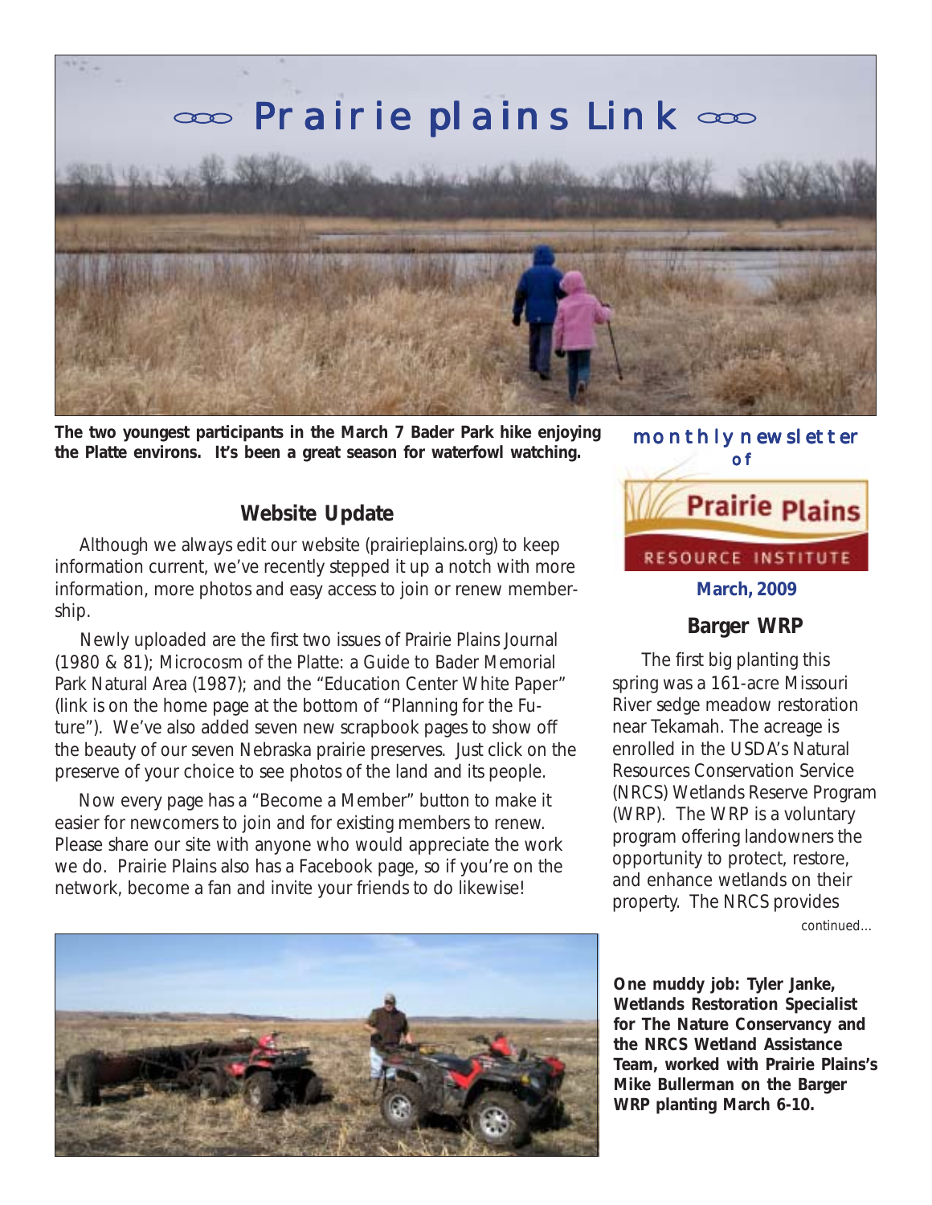# Prairie plains Link

The two youngest participants in the March 7 Bader Park hike enjoying the Platte environs. It's been a great season for waterfowl watching.

monthly newsletter of

Prairie Plains RESOURCE INSTITUTE

**March, 2009**

## Website Update

Although we always edit our website (prairieplains.org) to keep information current, we've recently stepped it up a notch with more information, more photos and easy access to join or renew membership.

Newly uploaded are the first two issues of Prairie Plains Journal (1980 & 81); Microcosm of the Platte: a Guide to Bader Memorial Park Natural Area (1987); and the "Education Center White Paper" (link is on the home page at the bottom of "Planning for the Future"). We've also added seven new scrapbook pages to show off the beauty of our seven Nebraska prairie preserves. Just click on the preserve of your choice to see photos of the land and its people.

Now every page has a "Become a Member" button to make it easier for newcomers to join and for existing members to renew. Please share our site with anyone who would appreciate the work we do. Prairie Plains also has a Facebook page, so if you're on the network, become a fan and invite your friends to do likewise!

## Barger WRP

The first big planting this spring was a 161-acre Missouri River sedge meadow restoration near Tekamah. The acreage is enrolled in the USDA's Natural Resources Conservation Service (NRCS) Wetlands Reserve Program (WRP). The WRP is a voluntary program offering landowners the opportunity to protect, restore, and enhance wetlands on their property. The NRCS provides

*continued...*

**One muddy job: Tyler Janke, Wetlands Restoration Specialist for The Nature Conservancy and the NRCS Wetland Assistance Team, worked with Prairie Plains's Mike Bullerman on the Barger WRP planting March 6-10.**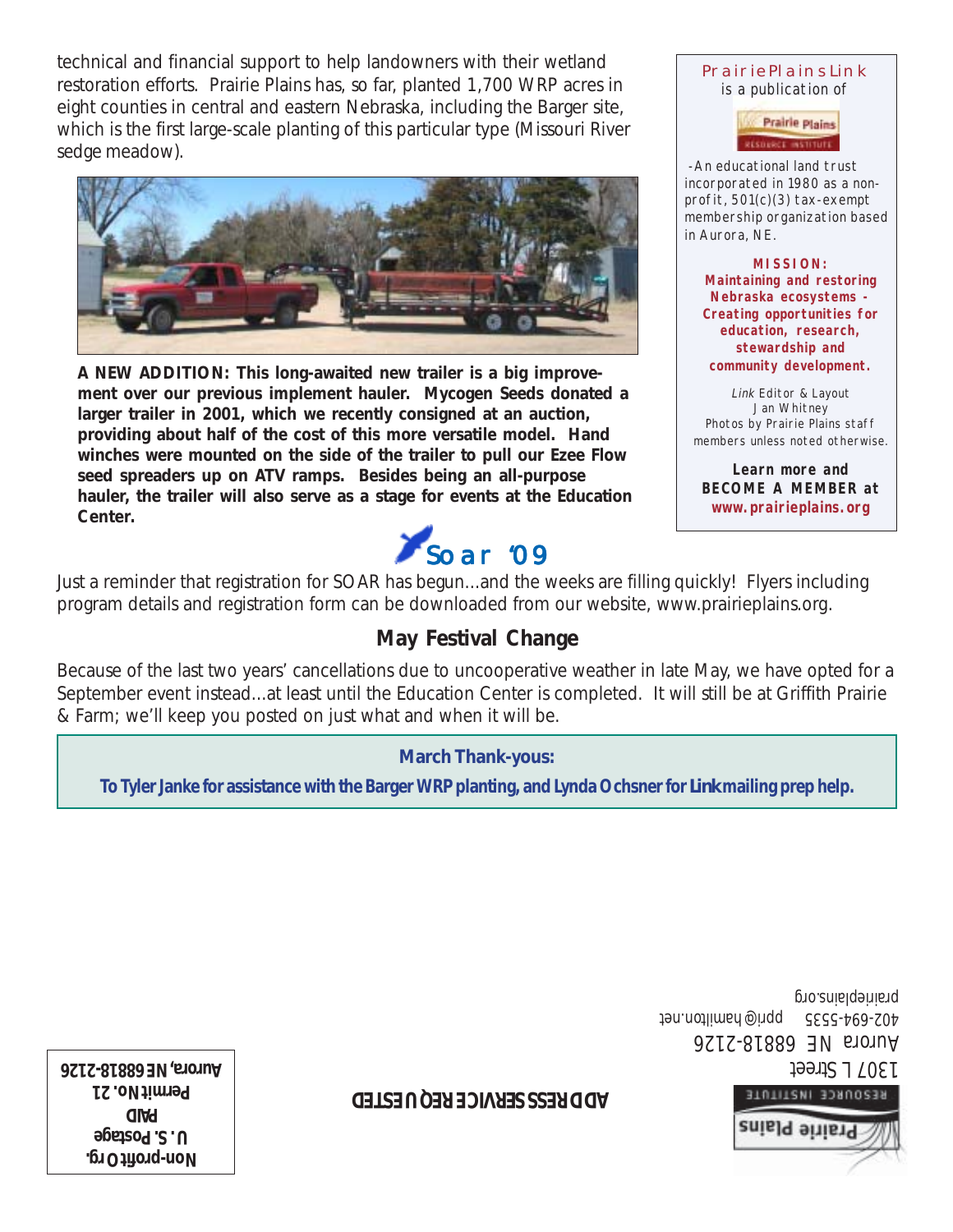technical and financial support to help landowners with their wetland restoration efforts. Prairie Plains has, so far, planted 1,700 WRP acres in eight counties in central and eastern Nebraska, including the Barger site, which is the first large-scale planting of this particular type (Missouri River sedge meadow).

**A NEW ADDITION: This long-awaited new trailer is a big improvement over our previous implement hauler. Mycogen Seeds donated a larger trailer in 2001, which we recently consigned at an auction, providing about half of the cost of this more versatile model. Hand winches were mounted on the side of the trailer to pull our Ezee Flow seed spreaders up on ATV ramps. Besides being an all-purpose hauler, the trailer will also serve as a stage for events at the Education Center.**

Prairie Plains Link
is a publication of
Prairie Plains Resource Institute

-An educational land trust incorporated in 1980 as a non-profit, 501(c)(3) tax-exempt membership organization based in Aurora, NE.

**MISSION:**
**Maintaining and restoring Nebraska ecosystems - Creating opportunities for education, research, stewardship and community development.**

*Link* Editor & Layout
Jan Whitney
Photos by Prairie Plains staff members unless noted otherwise.

**Learn more and BECOME A MEMBER at www.prairieplains.org**

## Soar '09

Just a reminder that registration for SOAR has begun...and the weeks are filling quickly! Flyers including program details and registration form can be downloaded from our website, www.prairieplains.org.

## May Festival Change

Because of the last two years' cancellations due to uncooperative weather in late May, we have opted for a September event instead...at least until the Education Center is completed. It will still be at Griffith Prairie & Farm; we'll keep you posted on just what and when it will be.

**March Thank-yous:**

**To Tyler Janke for assistance with the Barger WRP planting, and Lynda Ochsner for *Link* mailing prep help.**

Prairie Plains Resource Institute
1307 L Street
Aurora NE 68818-2126
402-694-5535 ppri@hamilton.net
prairieplains.org

**ADDRESS SERVICE REQUESTED**

**Non-profit Org.**
**U.S. Postage**
**PAID**
**Permit No. 21**
**Aurora, NE 68818-2126**